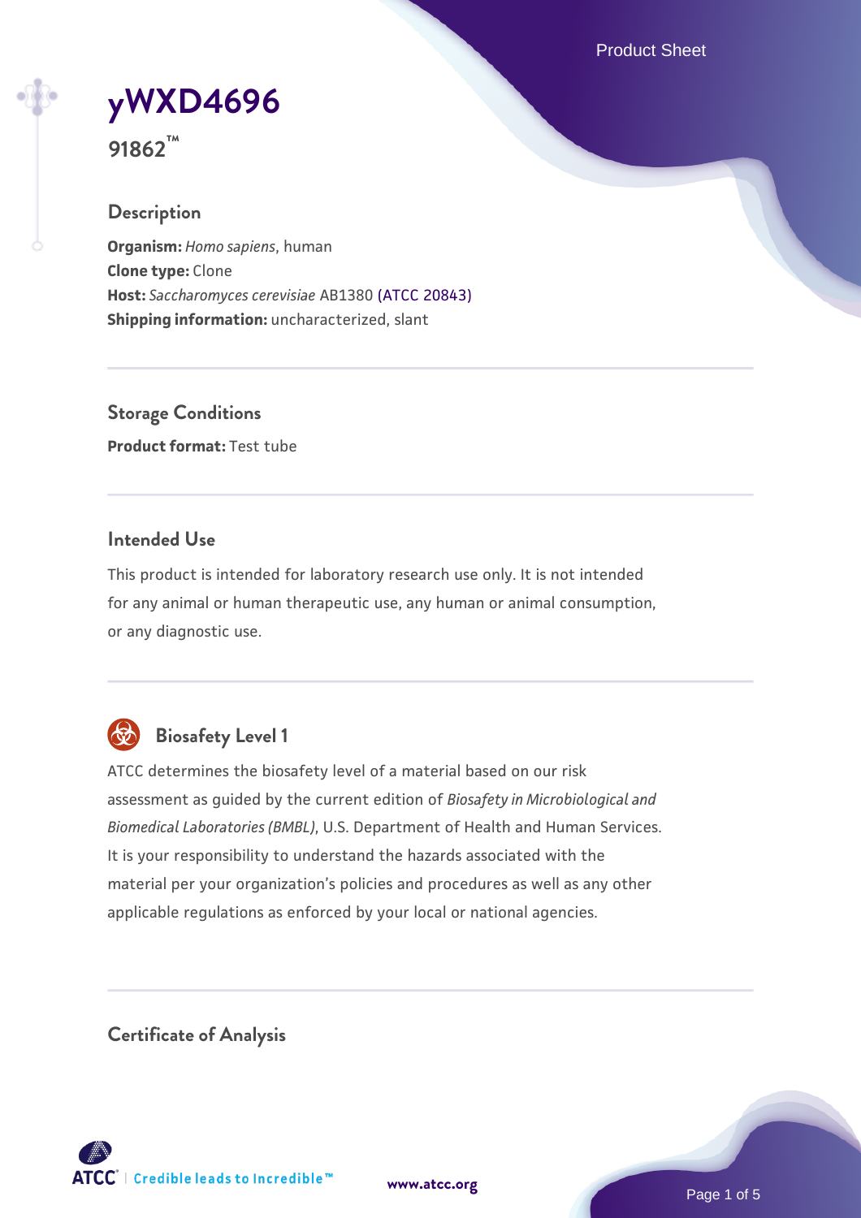# yWXD4696

**91862™**

## Description

**Organism:** *Homo sapiens*, human
**Clone type:** Clone
**Host:** *Saccharomyces cerevisiae* AB1380 (ATCC 20843)
**Shipping information:** uncharacterized, slant

## Storage Conditions

**Product format:** Test tube

## Intended Use

This product is intended for laboratory research use only. It is not intended for any animal or human therapeutic use, any human or animal consumption, or any diagnostic use.

## Biosafety Level 1

ATCC determines the biosafety level of a material based on our risk assessment as guided by the current edition of *Biosafety in Microbiological and Biomedical Laboratories (BMBL)*, U.S. Department of Health and Human Services. It is your responsibility to understand the hazards associated with the material per your organization's policies and procedures as well as any other applicable regulations as enforced by your local or national agencies.

## Certificate of Analysis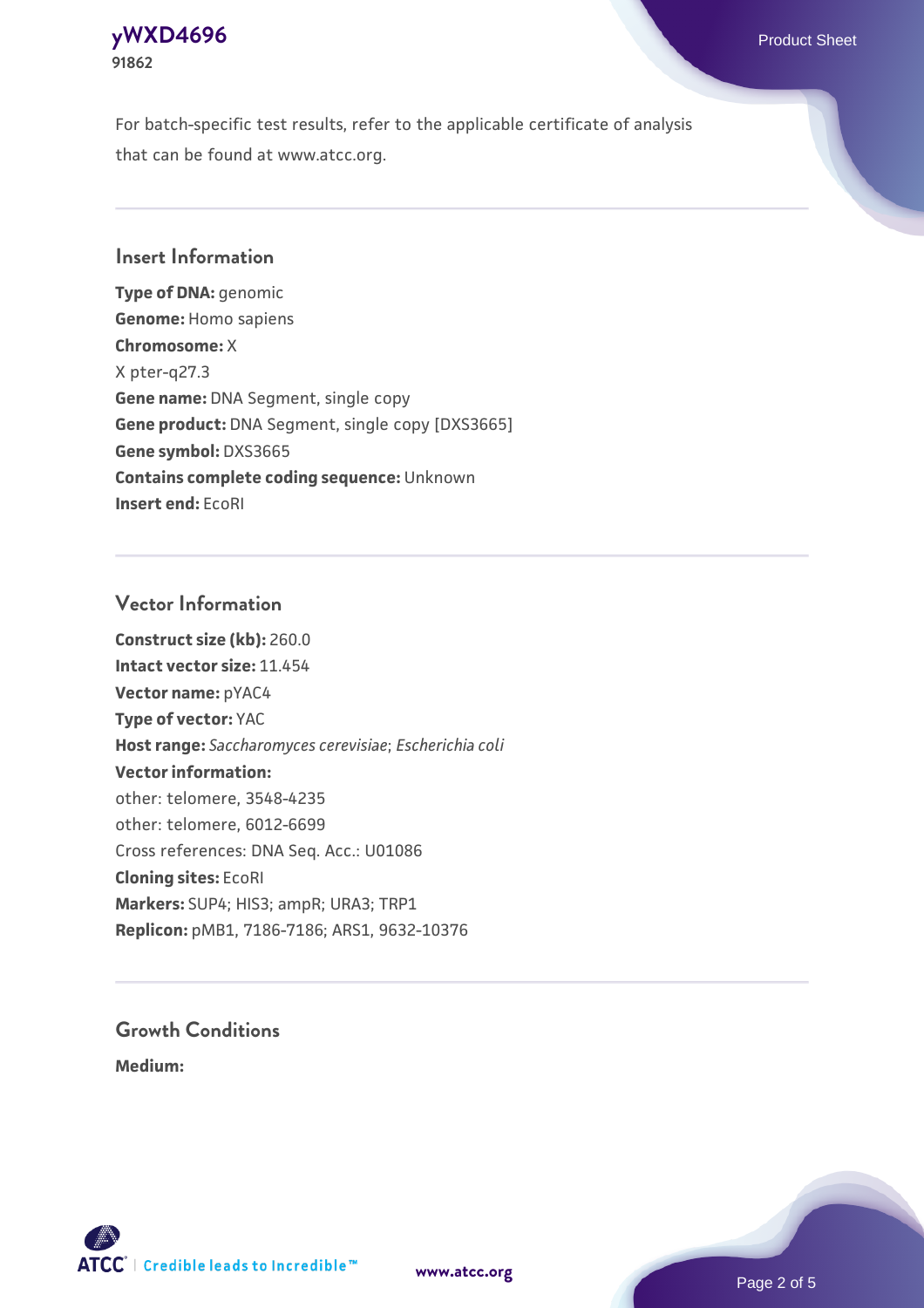For batch-specific test results, refer to the applicable certificate of analysis that can be found at www.atcc.org.

## Insert Information

**Type of DNA:** genomic
**Genome:** Homo sapiens
**Chromosome:** X
X pter-q27.3
**Gene name:** DNA Segment, single copy
**Gene product:** DNA Segment, single copy [DXS3665]
**Gene symbol:** DXS3665
**Contains complete coding sequence:** Unknown
**Insert end:** EcoRI

## Vector Information

**Construct size (kb):** 260.0
**Intact vector size:** 11.454
**Vector name:** pYAC4
**Type of vector:** YAC
**Host range:** *Saccharomyces cerevisiae*; *Escherichia coli*
**Vector information:**
other: telomere, 3548-4235
other: telomere, 6012-6699
Cross references: DNA Seq. Acc.: U01086
**Cloning sites:** EcoRI
**Markers:** SUP4; HIS3; ampR; URA3; TRP1
**Replicon:** pMB1, 7186-7186; ARS1, 9632-10376

## Growth Conditions

**Medium:**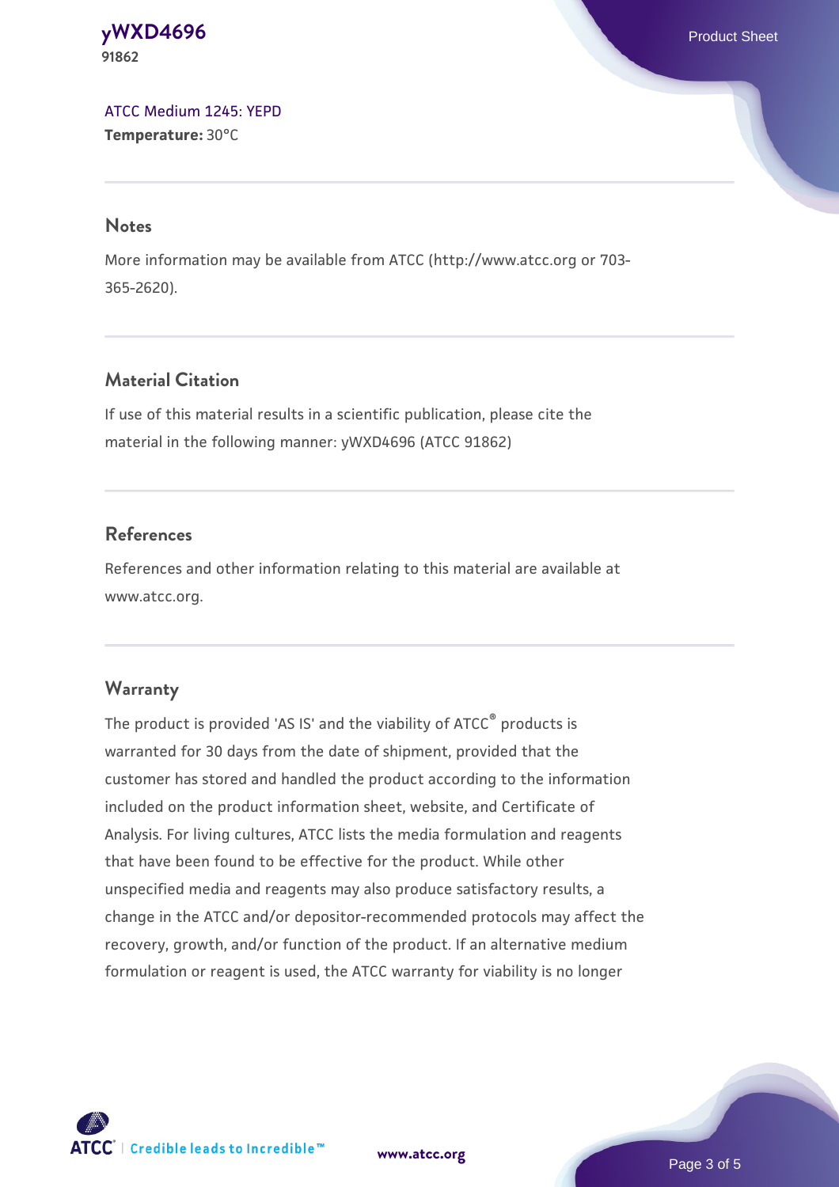ATCC Medium 1245: YEPD
**Temperature:** 30°C

## Notes

More information may be available from ATCC (http://www.atcc.org or 703-365-2620).

## Material Citation

If use of this material results in a scientific publication, please cite the material in the following manner: yWXD4696 (ATCC 91862)

## References

References and other information relating to this material are available at www.atcc.org.

## Warranty

The product is provided 'AS IS' and the viability of ATCC® products is warranted for 30 days from the date of shipment, provided that the customer has stored and handled the product according to the information included on the product information sheet, website, and Certificate of Analysis. For living cultures, ATCC lists the media formulation and reagents that have been found to be effective for the product. While other unspecified media and reagents may also produce satisfactory results, a change in the ATCC and/or depositor-recommended protocols may affect the recovery, growth, and/or function of the product. If an alternative medium formulation or reagent is used, the ATCC warranty for viability is no longer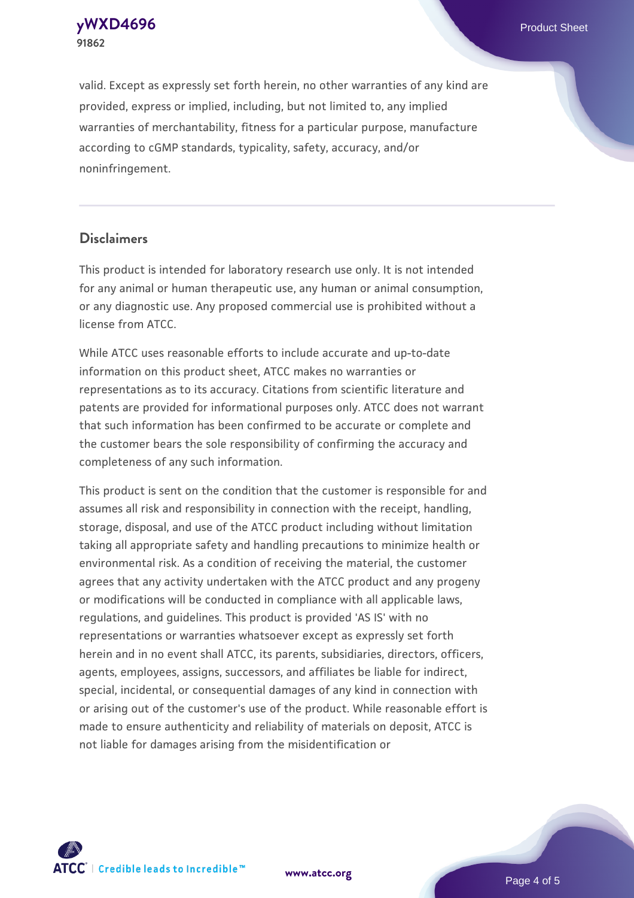valid. Except as expressly set forth herein, no other warranties of any kind are provided, express or implied, including, but not limited to, any implied warranties of merchantability, fitness for a particular purpose, manufacture according to cGMP standards, typicality, safety, accuracy, and/or noninfringement.

## Disclaimers

This product is intended for laboratory research use only. It is not intended for any animal or human therapeutic use, any human or animal consumption, or any diagnostic use. Any proposed commercial use is prohibited without a license from ATCC.

While ATCC uses reasonable efforts to include accurate and up-to-date information on this product sheet, ATCC makes no warranties or representations as to its accuracy. Citations from scientific literature and patents are provided for informational purposes only. ATCC does not warrant that such information has been confirmed to be accurate or complete and the customer bears the sole responsibility of confirming the accuracy and completeness of any such information.

This product is sent on the condition that the customer is responsible for and assumes all risk and responsibility in connection with the receipt, handling, storage, disposal, and use of the ATCC product including without limitation taking all appropriate safety and handling precautions to minimize health or environmental risk. As a condition of receiving the material, the customer agrees that any activity undertaken with the ATCC product and any progeny or modifications will be conducted in compliance with all applicable laws, regulations, and guidelines. This product is provided 'AS IS' with no representations or warranties whatsoever except as expressly set forth herein and in no event shall ATCC, its parents, subsidiaries, directors, officers, agents, employees, assigns, successors, and affiliates be liable for indirect, special, incidental, or consequential damages of any kind in connection with or arising out of the customer's use of the product. While reasonable effort is made to ensure authenticity and reliability of materials on deposit, ATCC is not liable for damages arising from the misidentification or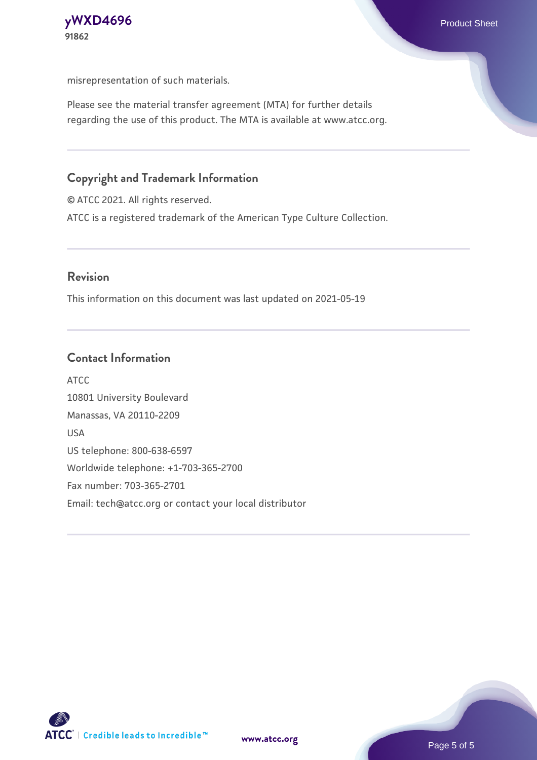misrepresentation of such materials.

Please see the material transfer agreement (MTA) for further details regarding the use of this product. The MTA is available at www.atcc.org.

## Copyright and Trademark Information

© ATCC 2021. All rights reserved.

ATCC is a registered trademark of the American Type Culture Collection.

## Revision

This information on this document was last updated on 2021-05-19

## Contact Information

ATCC
10801 University Boulevard
Manassas, VA 20110-2209
USA
US telephone: 800-638-6597
Worldwide telephone: +1-703-365-2700
Fax number: 703-365-2701
Email: tech@atcc.org or contact your local distributor